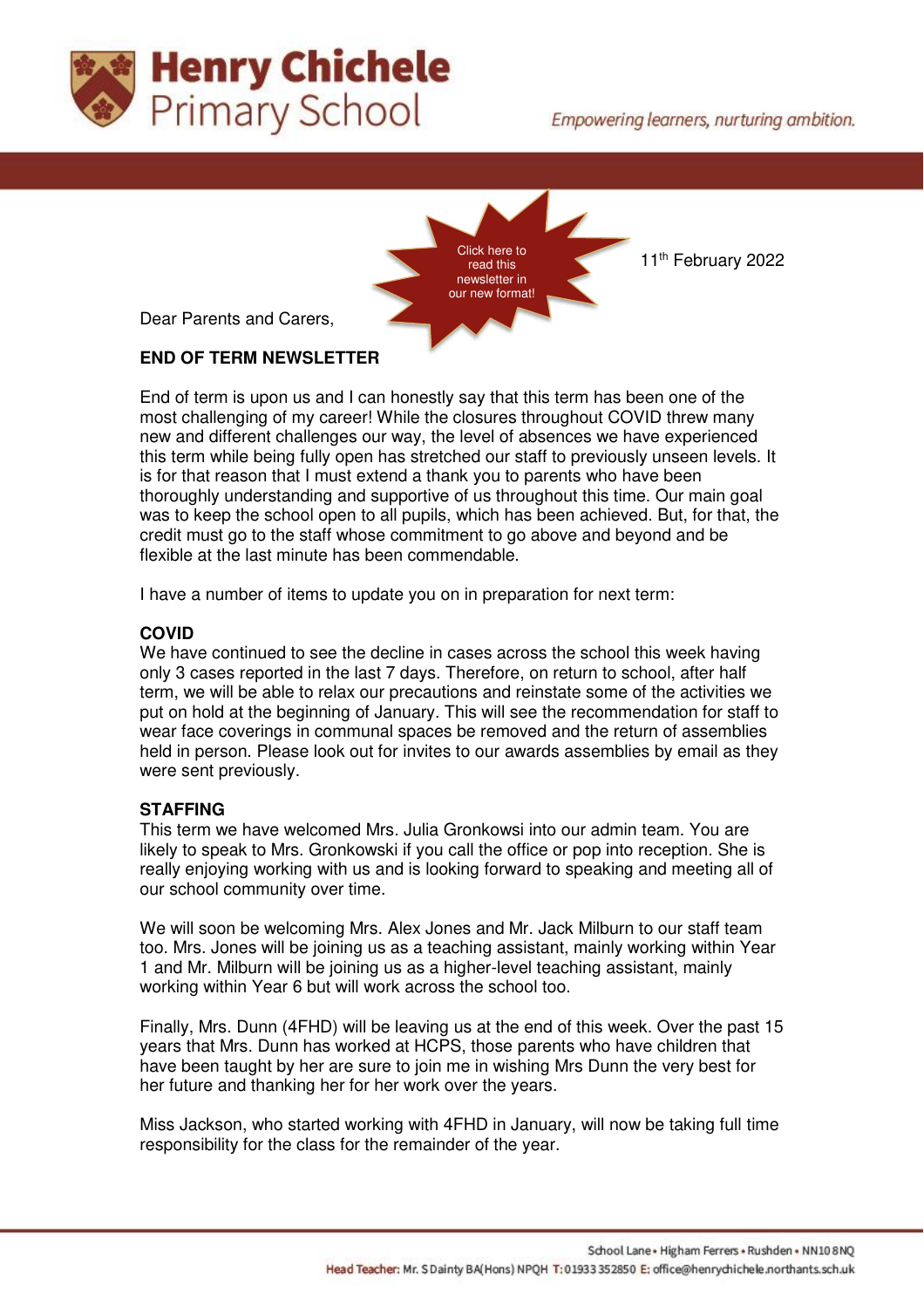# Henry Chichele Primary School

*Empowering learners, nurturing ambition.*

Click here to read this newsletter in our new format!

11th February 2022

Dear Parents and Carers,

**END OF TERM NEWSLETTER**

End of term is upon us and I can honestly say that this term has been one of the most challenging of my career! While the closures throughout COVID threw many new and different challenges our way, the level of absences we have experienced this term while being fully open has stretched our staff to previously unseen levels. It is for that reason that I must extend a thank you to parents who have been thoroughly understanding and supportive of us throughout this time. Our main goal was to keep the school open to all pupils, which has been achieved. But, for that, the credit must go to the staff whose commitment to go above and beyond and be flexible at the last minute has been commendable.

I have a number of items to update you on in preparation for next term:

**COVID**

We have continued to see the decline in cases across the school this week having only 3 cases reported in the last 7 days. Therefore, on return to school, after half term, we will be able to relax our precautions and reinstate some of the activities we put on hold at the beginning of January. This will see the recommendation for staff to wear face coverings in communal spaces be removed and the return of assemblies held in person. Please look out for invites to our awards assemblies by email as they were sent previously.

**STAFFING**

This term we have welcomed Mrs. Julia Gronkowsi into our admin team. You are likely to speak to Mrs. Gronkowski if you call the office or pop into reception. She is really enjoying working with us and is looking forward to speaking and meeting all of our school community over time.

We will soon be welcoming Mrs. Alex Jones and Mr. Jack Milburn to our staff team too. Mrs. Jones will be joining us as a teaching assistant, mainly working within Year 1 and Mr. Milburn will be joining us as a higher-level teaching assistant, mainly working within Year 6 but will work across the school too.

Finally, Mrs. Dunn (4FHD) will be leaving us at the end of this week. Over the past 15 years that Mrs. Dunn has worked at HCPS, those parents who have children that have been taught by her are sure to join me in wishing Mrs Dunn the very best for her future and thanking her for her work over the years.

Miss Jackson, who started working with 4FHD in January, will now be taking full time responsibility for the class for the remainder of the year.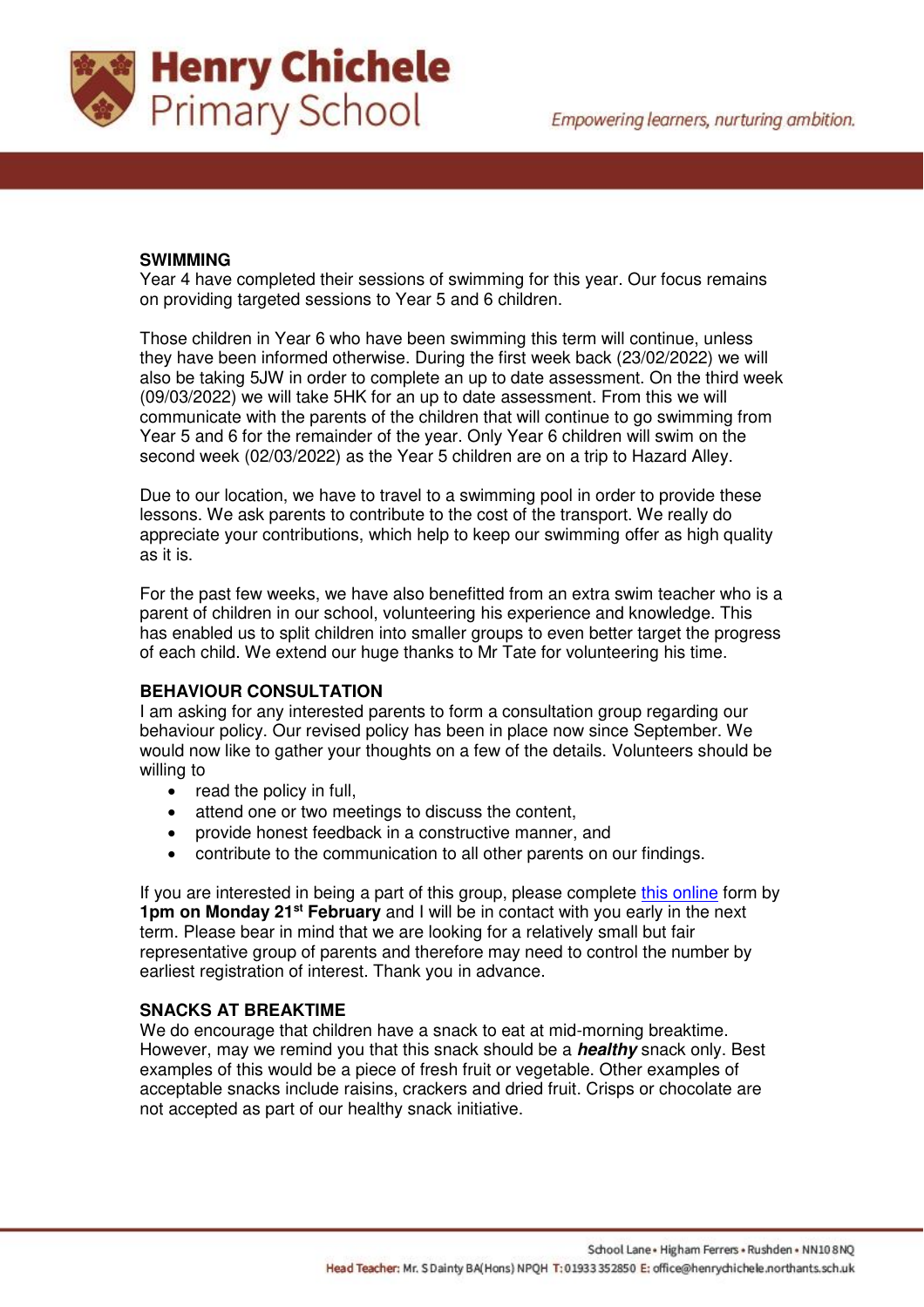## SWIMMING

Year 4 have completed their sessions of swimming for this year. Our focus remains on providing targeted sessions to Year 5 and 6 children.

Those children in Year 6 who have been swimming this term will continue, unless they have been informed otherwise. During the first week back (23/02/2022) we will also be taking 5JW in order to complete an up to date assessment. On the third week (09/03/2022) we will take 5HK for an up to date assessment. From this we will communicate with the parents of the children that will continue to go swimming from Year 5 and 6 for the remainder of the year. Only Year 6 children will swim on the second week (02/03/2022) as the Year 5 children are on a trip to Hazard Alley.

Due to our location, we have to travel to a swimming pool in order to provide these lessons. We ask parents to contribute to the cost of the transport. We really do appreciate your contributions, which help to keep our swimming offer as high quality as it is.

For the past few weeks, we have also benefitted from an extra swim teacher who is a parent of children in our school, volunteering his experience and knowledge. This has enabled us to split children into smaller groups to even better target the progress of each child. We extend our huge thanks to Mr Tate for volunteering his time.

## BEHAVIOUR CONSULTATION

I am asking for any interested parents to form a consultation group regarding our behaviour policy. Our revised policy has been in place now since September. We would now like to gather your thoughts on a few of the details. Volunteers should be willing to

- read the policy in full,
- attend one or two meetings to discuss the content,
- provide honest feedback in a constructive manner, and
- contribute to the communication to all other parents on our findings.

If you are interested in being a part of this group, please complete this online form by **1pm on Monday 21st February** and I will be in contact with you early in the next term. Please bear in mind that we are looking for a relatively small but fair representative group of parents and therefore may need to control the number by earliest registration of interest. Thank you in advance.

## SNACKS AT BREAKTIME

We do encourage that children have a snack to eat at mid-morning breaktime. However, may we remind you that this snack should be a ***healthy*** snack only. Best examples of this would be a piece of fresh fruit or vegetable. Other examples of acceptable snacks include raisins, crackers and dried fruit. Crisps or chocolate are not accepted as part of our healthy snack initiative.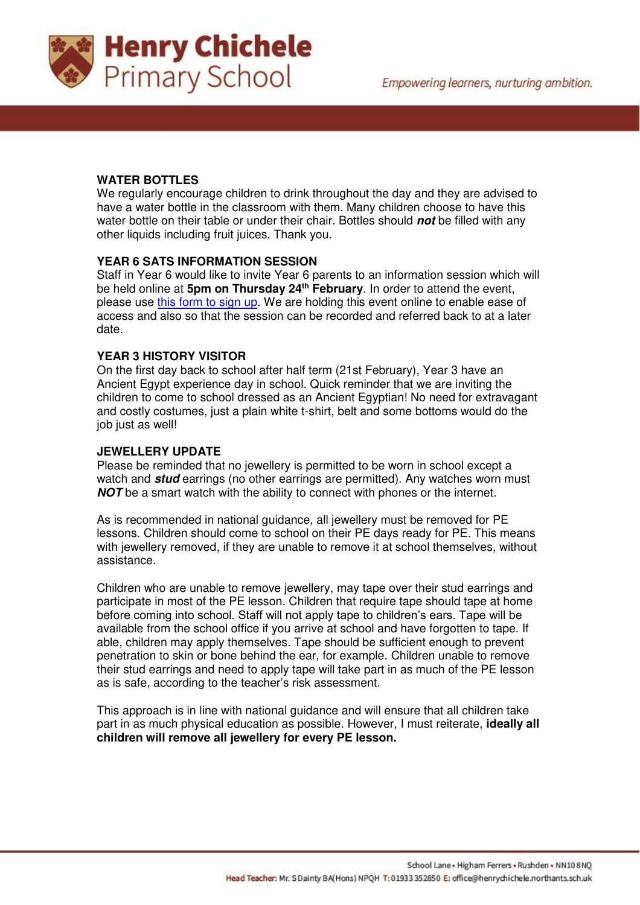## WATER BOTTLES

We regularly encourage children to drink throughout the day and they are advised to have a water bottle in the classroom with them. Many children choose to have this water bottle on their table or under their chair. Bottles should ***not*** be filled with any other liquids including fruit juices. Thank you.

## YEAR 6 SATS INFORMATION SESSION

Staff in Year 6 would like to invite Year 6 parents to an information session which will be held online at **5pm on Thursday 24th February**. In order to attend the event, please use this form to sign up. We are holding this event online to enable ease of access and also so that the session can be recorded and referred back to at a later date.

## YEAR 3 HISTORY VISITOR

On the first day back to school after half term (21st February), Year 3 have an Ancient Egypt experience day in school. Quick reminder that we are inviting the children to come to school dressed as an Ancient Egyptian! No need for extravagant and costly costumes, just a plain white t-shirt, belt and some bottoms would do the job just as well!

## JEWELLERY UPDATE

Please be reminded that no jewellery is permitted to be worn in school except a watch and ***stud*** earrings (no other earrings are permitted). Any watches worn must ***NOT*** be a smart watch with the ability to connect with phones or the internet.

As is recommended in national guidance, all jewellery must be removed for PE lessons. Children should come to school on their PE days ready for PE. This means with jewellery removed, if they are unable to remove it at school themselves, without assistance.

Children who are unable to remove jewellery, may tape over their stud earrings and participate in most of the PE lesson. Children that require tape should tape at home before coming into school. Staff will not apply tape to children's ears. Tape will be available from the school office if you arrive at school and have forgotten to tape. If able, children may apply themselves. Tape should be sufficient enough to prevent penetration to skin or bone behind the ear, for example. Children unable to remove their stud earrings and need to apply tape will take part in as much of the PE lesson as is safe, according to the teacher's risk assessment.

This approach is in line with national guidance and will ensure that all children take part in as much physical education as possible. However, I must reiterate, **ideally all children will remove all jewellery for every PE lesson.**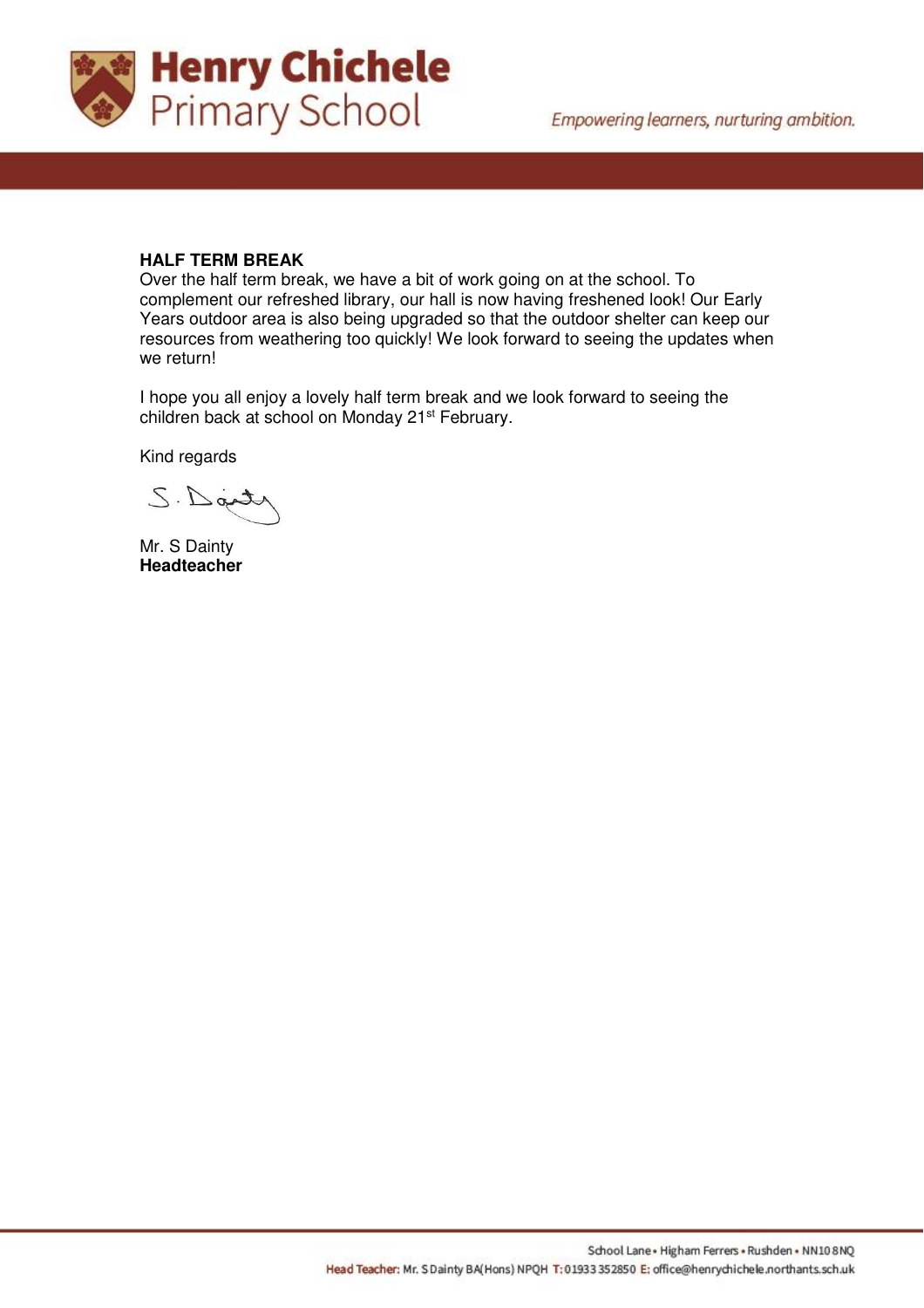**HALF TERM BREAK**

Over the half term break, we have a bit of work going on at the school. To complement our refreshed library, our hall is now having freshened look! Our Early Years outdoor area is also being upgraded so that the outdoor shelter can keep our resources from weathering too quickly! We look forward to seeing the updates when we return!

I hope you all enjoy a lovely half term break and we look forward to seeing the children back at school on Monday 21st February.

Kind regards

Mr. S Dainty
**Headteacher**